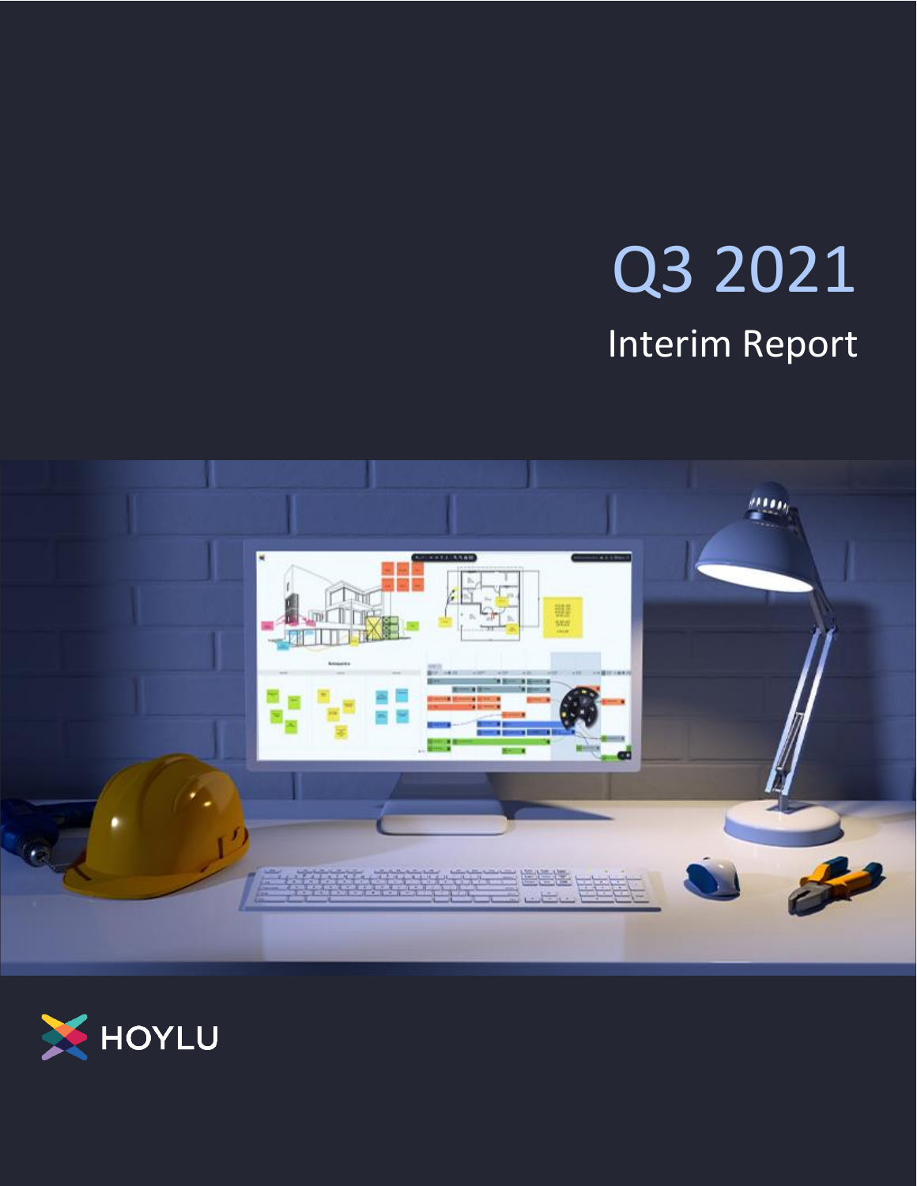# Q3 2021

## Interim Report

HOYLU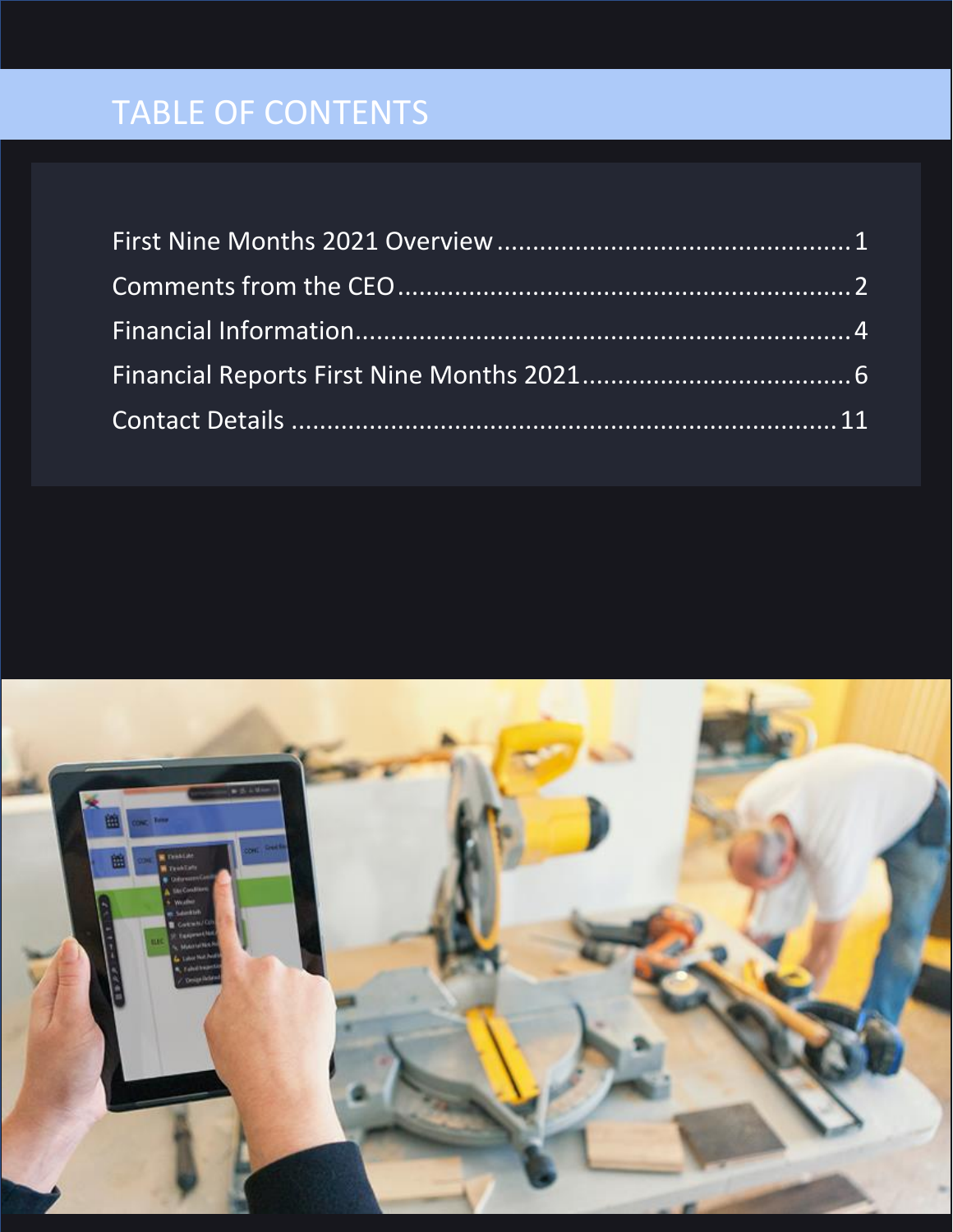# TABLE OF CONTENTS

| Section | Page |
| --- | --- |
| First Nine Months 2021 Overview | 1 |
| Comments from the CEO | 2 |
| Financial Information | 4 |
| Financial Reports First Nine Months 2021 | 6 |
| Contact Details | 11 |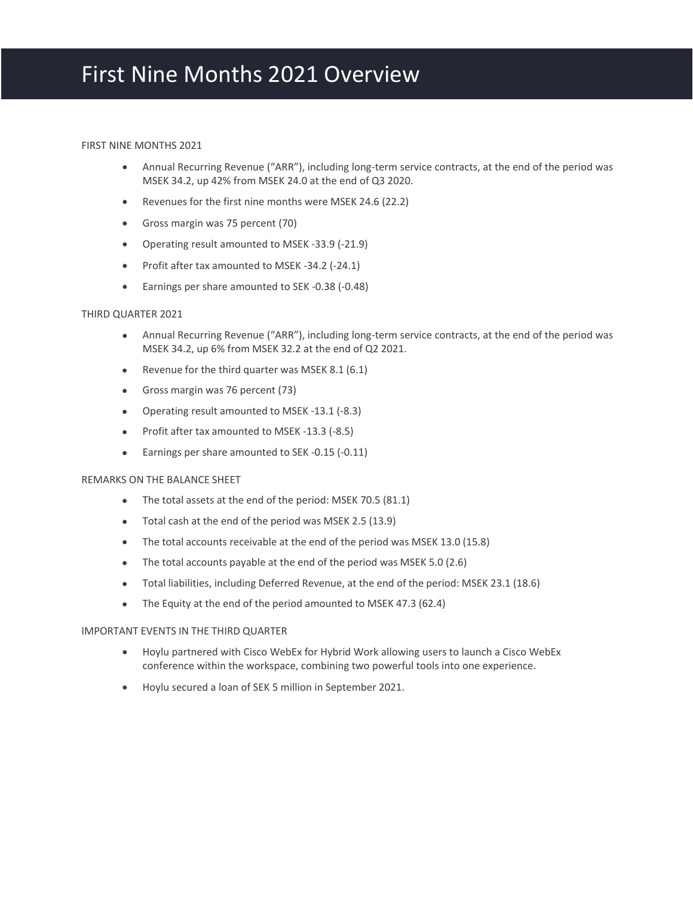# First Nine Months 2021 Overview

FIRST NINE MONTHS 2021

- Annual Recurring Revenue (“ARR”), including long-term service contracts, at the end of the period was MSEK 34.2, up 42% from MSEK 24.0 at the end of Q3 2020.
- Revenues for the first nine months were MSEK 24.6 (22.2)
- Gross margin was 75 percent (70)
- Operating result amounted to MSEK -33.9 (-21.9)
- Profit after tax amounted to MSEK -34.2 (-24.1)
- Earnings per share amounted to SEK -0.38 (-0.48)

THIRD QUARTER 2021

- Annual Recurring Revenue (“ARR”), including long-term service contracts, at the end of the period was MSEK 34.2, up 6% from MSEK 32.2 at the end of Q2 2021.
- Revenue for the third quarter was MSEK 8.1 (6.1)
- Gross margin was 76 percent (73)
- Operating result amounted to MSEK -13.1 (-8.3)
- Profit after tax amounted to MSEK -13.3 (-8.5)
- Earnings per share amounted to SEK -0.15 (-0.11)

REMARKS ON THE BALANCE SHEET

- The total assets at the end of the period: MSEK 70.5 (81.1)
- Total cash at the end of the period was MSEK 2.5 (13.9)
- The total accounts receivable at the end of the period was MSEK 13.0 (15.8)
- The total accounts payable at the end of the period was MSEK 5.0 (2.6)
- Total liabilities, including Deferred Revenue, at the end of the period: MSEK 23.1 (18.6)
- The Equity at the end of the period amounted to MSEK 47.3 (62.4)

IMPORTANT EVENTS IN THE THIRD QUARTER

- Hoylu partnered with Cisco WebEx for Hybrid Work allowing users to launch a Cisco WebEx conference within the workspace, combining two powerful tools into one experience.
- Hoylu secured a loan of SEK 5 million in September 2021.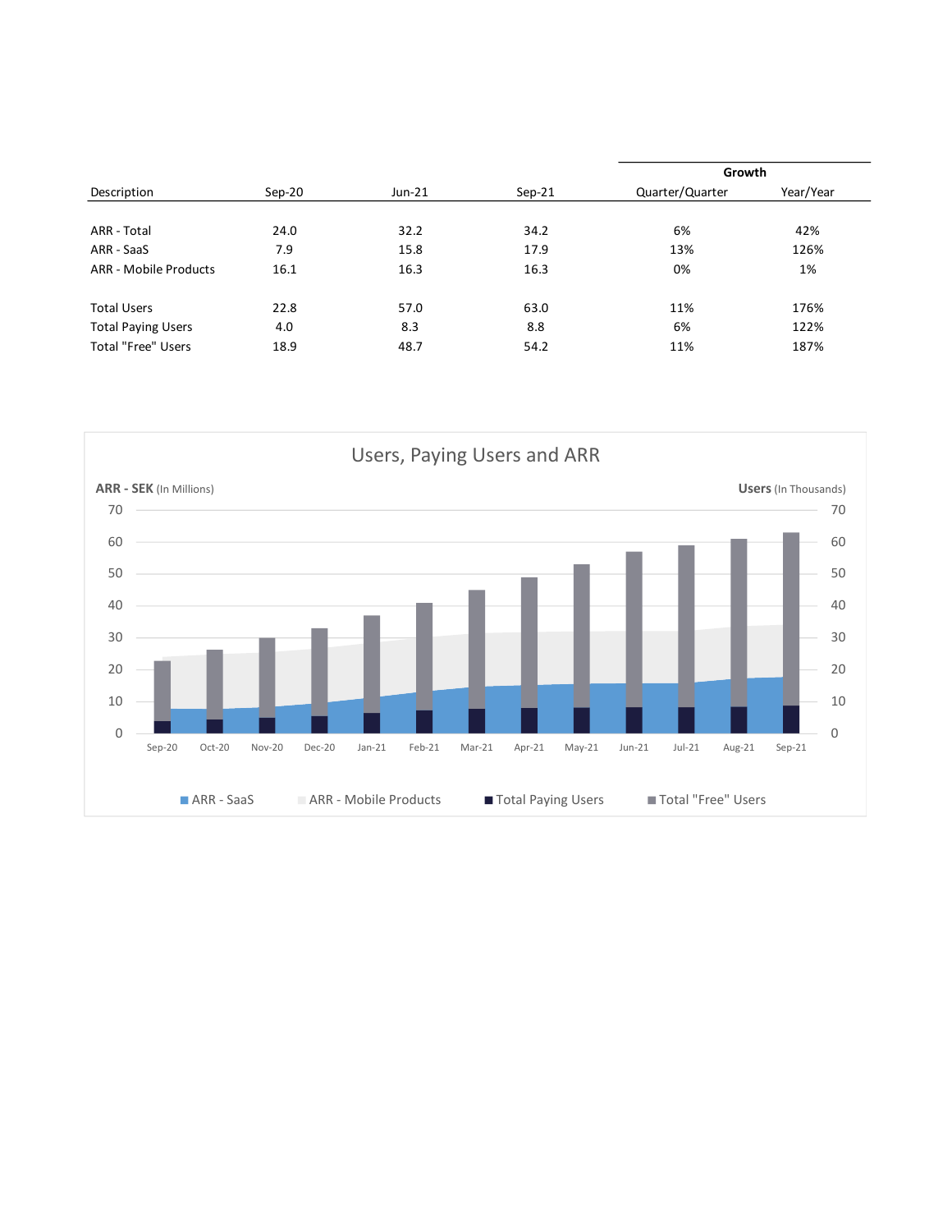| Description | Sep-20 | Jun-21 | Sep-21 | Growth | |
|---|---|---|---|---|---|
| | | | | Quarter/Quarter | Year/Year |
| ARR - Total | 24.0 | 32.2 | 34.2 | 6% | 42% |
| ARR - SaaS | 7.9 | 15.8 | 17.9 | 13% | 126% |
| ARR - Mobile Products | 16.1 | 16.3 | 16.3 | 0% | 1% |
| | | | | | |
| Total Users | 22.8 | 57.0 | 63.0 | 11% | 176% |
| Total Paying Users | 4.0 | 8.3 | 8.8 | 6% | 122% |
| Total "Free" Users | 18.9 | 48.7 | 54.2 | 11% | 187% |

**Users, Paying Users and ARR**

ARR - SEK (In Millions) | Users (In Thousands)

Sep-20 Oct-20 Nov-20 Dec-20 Jan-21 Feb-21 Mar-21 Apr-21 May-21 Jun-21 Jul-21 Aug-21 Sep-21

ARR - SaaS | ARR - Mobile Products | Total Paying Users | Total "Free" Users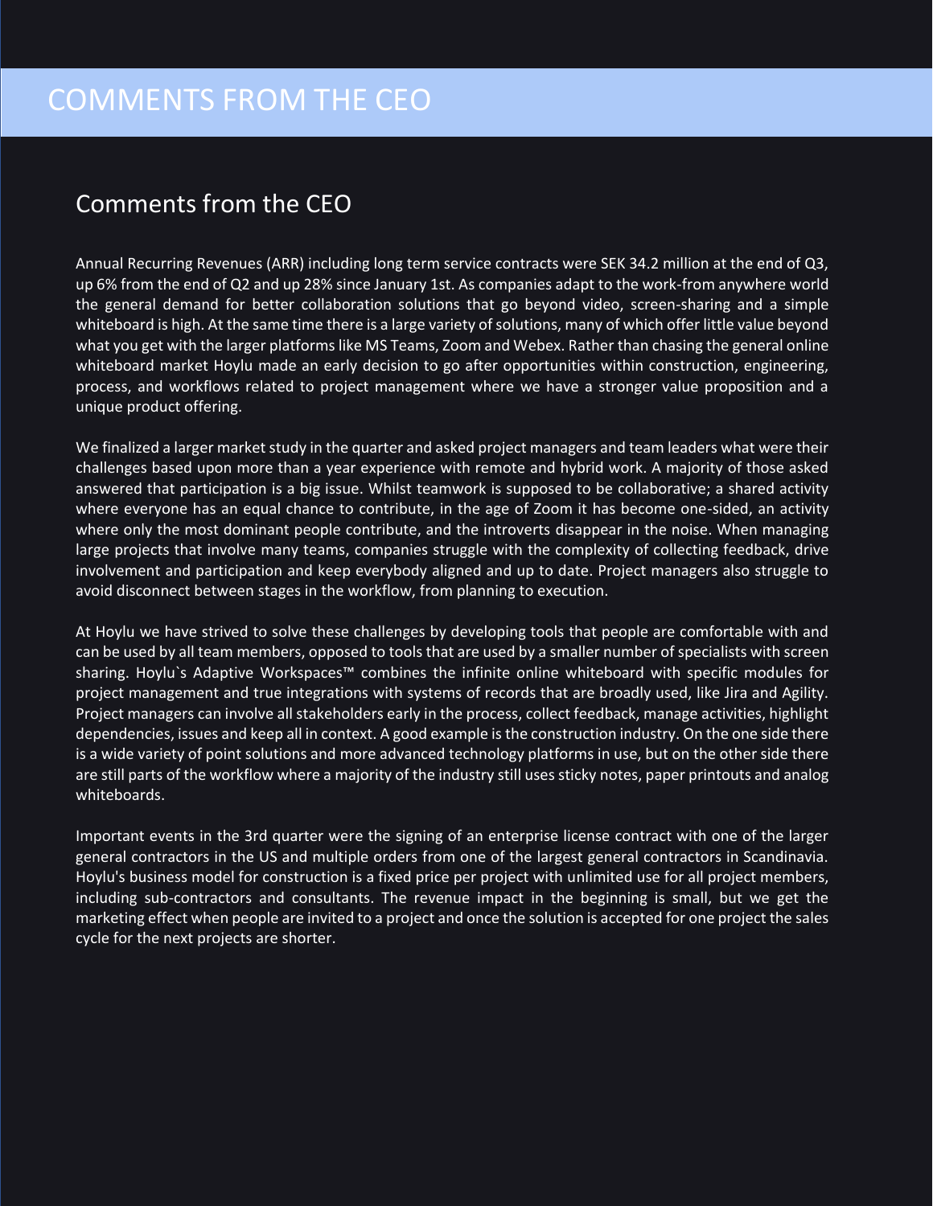# COMMENTS FROM THE CEO

## Comments from the CEO

Annual Recurring Revenues (ARR) including long term service contracts were SEK 34.2 million at the end of Q3, up 6% from the end of Q2 and up 28% since January 1st. As companies adapt to the work-from anywhere world the general demand for better collaboration solutions that go beyond video, screen-sharing and a simple whiteboard is high. At the same time there is a large variety of solutions, many of which offer little value beyond what you get with the larger platforms like MS Teams, Zoom and Webex. Rather than chasing the general online whiteboard market Hoylu made an early decision to go after opportunities within construction, engineering, process, and workflows related to project management where we have a stronger value proposition and a unique product offering.

We finalized a larger market study in the quarter and asked project managers and team leaders what were their challenges based upon more than a year experience with remote and hybrid work. A majority of those asked answered that participation is a big issue. Whilst teamwork is supposed to be collaborative; a shared activity where everyone has an equal chance to contribute, in the age of Zoom it has become one-sided, an activity where only the most dominant people contribute, and the introverts disappear in the noise. When managing large projects that involve many teams, companies struggle with the complexity of collecting feedback, drive involvement and participation and keep everybody aligned and up to date. Project managers also struggle to avoid disconnect between stages in the workflow, from planning to execution.

At Hoylu we have strived to solve these challenges by developing tools that people are comfortable with and can be used by all team members, opposed to tools that are used by a smaller number of specialists with screen sharing. Hoylu`s Adaptive Workspaces™ combines the infinite online whiteboard with specific modules for project management and true integrations with systems of records that are broadly used, like Jira and Agility. Project managers can involve all stakeholders early in the process, collect feedback, manage activities, highlight dependencies, issues and keep all in context. A good example is the construction industry. On the one side there is a wide variety of point solutions and more advanced technology platforms in use, but on the other side there are still parts of the workflow where a majority of the industry still uses sticky notes, paper printouts and analog whiteboards.

Important events in the 3rd quarter were the signing of an enterprise license contract with one of the larger general contractors in the US and multiple orders from one of the largest general contractors in Scandinavia. Hoylu's business model for construction is a fixed price per project with unlimited use for all project members, including sub-contractors and consultants. The revenue impact in the beginning is small, but we get the marketing effect when people are invited to a project and once the solution is accepted for one project the sales cycle for the next projects are shorter.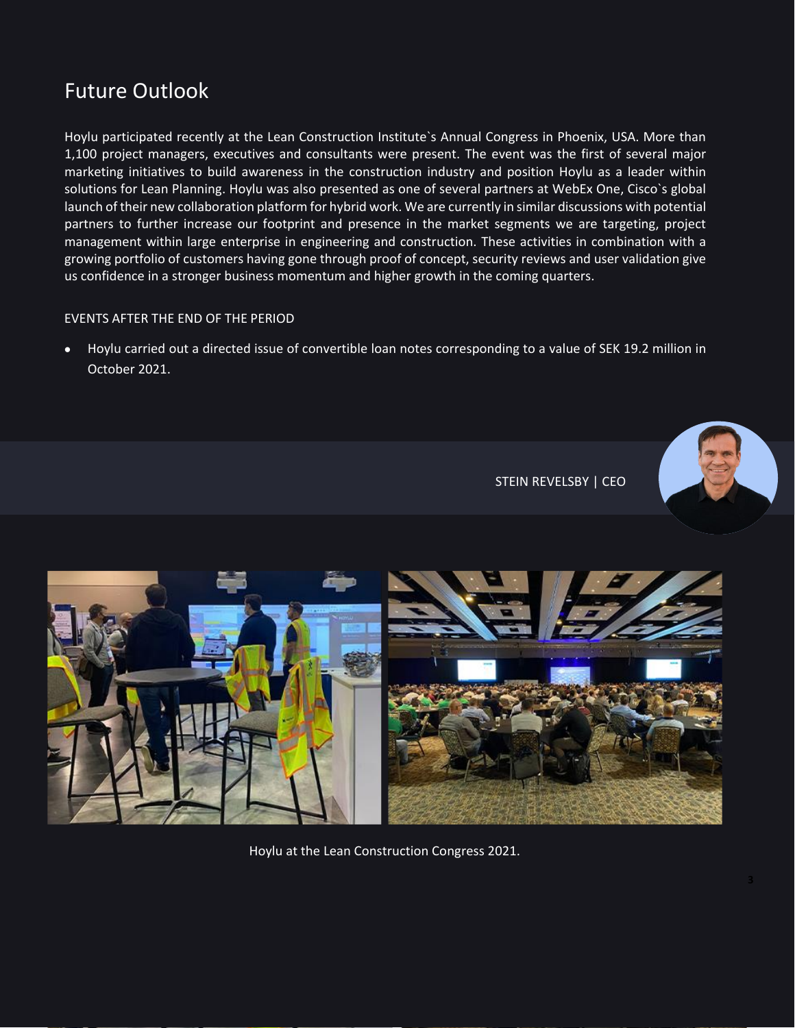## Future Outlook

Hoylu participated recently at the Lean Construction Institute`s Annual Congress in Phoenix, USA. More than 1,100 project managers, executives and consultants were present. The event was the first of several major marketing initiatives to build awareness in the construction industry and position Hoylu as a leader within solutions for Lean Planning. Hoylu was also presented as one of several partners at WebEx One, Cisco`s global launch of their new collaboration platform for hybrid work. We are currently in similar discussions with potential partners to further increase our footprint and presence in the market segments we are targeting, project management within large enterprise in engineering and construction. These activities in combination with a growing portfolio of customers having gone through proof of concept, security reviews and user validation give us confidence in a stronger business momentum and higher growth in the coming quarters.

### EVENTS AFTER THE END OF THE PERIOD

- Hoylu carried out a directed issue of convertible loan notes corresponding to a value of SEK 19.2 million in October 2021.

STEIN REVELSBY | CEO

Hoylu at the Lean Construction Congress 2021.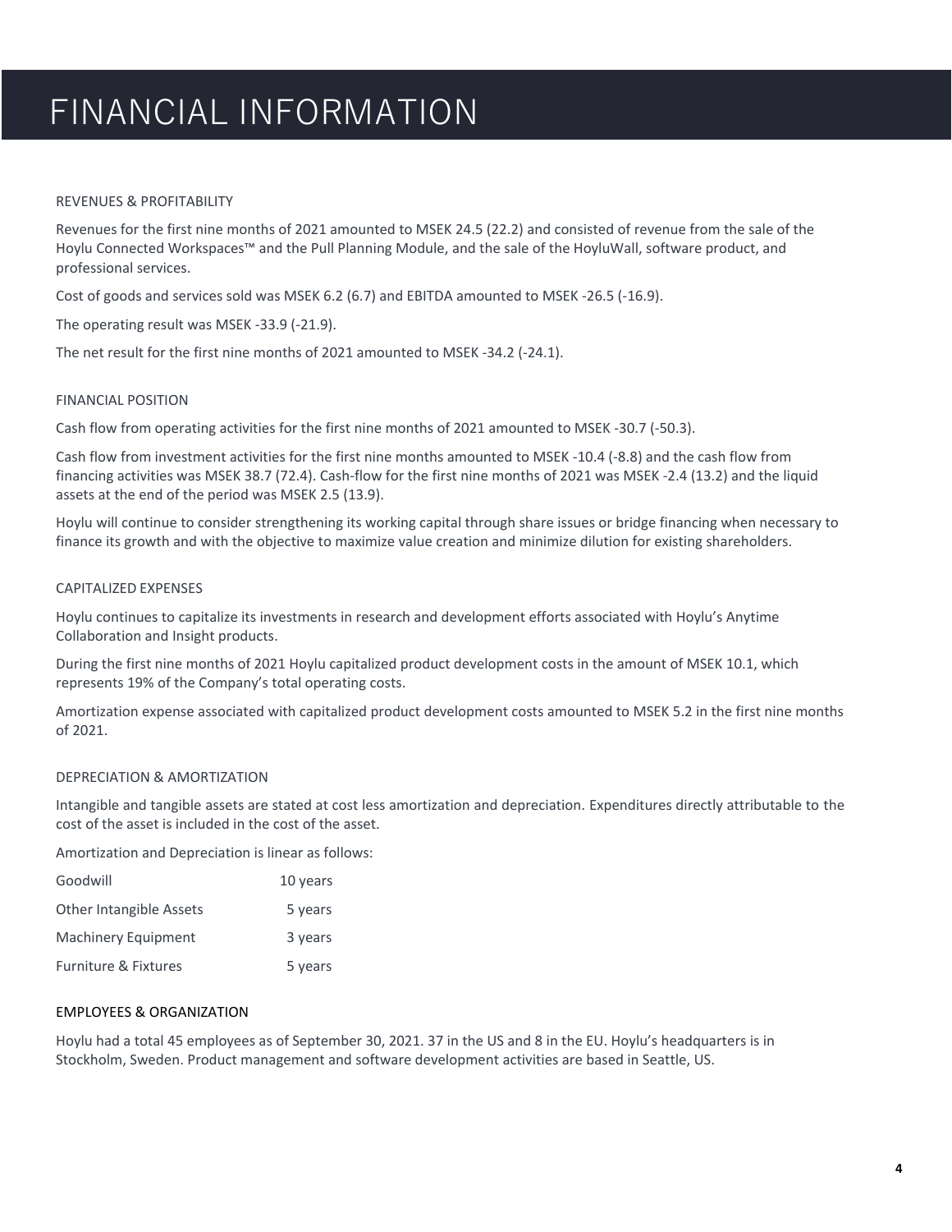# FINANCIAL INFORMATION

## REVENUES & PROFITABILITY

Revenues for the first nine months of 2021 amounted to MSEK 24.5 (22.2) and consisted of revenue from the sale of the Hoylu Connected Workspaces™ and the Pull Planning Module, and the sale of the HoyluWall, software product, and professional services.

Cost of goods and services sold was MSEK 6.2 (6.7) and EBITDA amounted to MSEK -26.5 (-16.9).

The operating result was MSEK -33.9 (-21.9).

The net result for the first nine months of 2021 amounted to MSEK -34.2 (-24.1).

## FINANCIAL POSITION

Cash flow from operating activities for the first nine months of 2021 amounted to MSEK -30.7 (-50.3).

Cash flow from investment activities for the first nine months amounted to MSEK -10.4 (-8.8) and the cash flow from financing activities was MSEK 38.7 (72.4). Cash-flow for the first nine months of 2021 was MSEK -2.4 (13.2) and the liquid assets at the end of the period was MSEK 2.5 (13.9).

Hoylu will continue to consider strengthening its working capital through share issues or bridge financing when necessary to finance its growth and with the objective to maximize value creation and minimize dilution for existing shareholders.

## CAPITALIZED EXPENSES

Hoylu continues to capitalize its investments in research and development efforts associated with Hoylu's Anytime Collaboration and Insight products.

During the first nine months of 2021 Hoylu capitalized product development costs in the amount of MSEK 10.1, which represents 19% of the Company's total operating costs.

Amortization expense associated with capitalized product development costs amounted to MSEK 5.2 in the first nine months of 2021.

## DEPRECIATION & AMORTIZATION

Intangible and tangible assets are stated at cost less amortization and depreciation. Expenditures directly attributable to the cost of the asset is included in the cost of the asset.

Amortization and Depreciation is linear as follows:

| | |
|---|---|
| Goodwill | 10 years |
| Other Intangible Assets | 5 years |
| Machinery Equipment | 3 years |
| Furniture & Fixtures | 5 years |

## EMPLOYEES & ORGANIZATION

Hoylu had a total 45 employees as of September 30, 2021. 37 in the US and 8 in the EU. Hoylu's headquarters is in Stockholm, Sweden. Product management and software development activities are based in Seattle, US.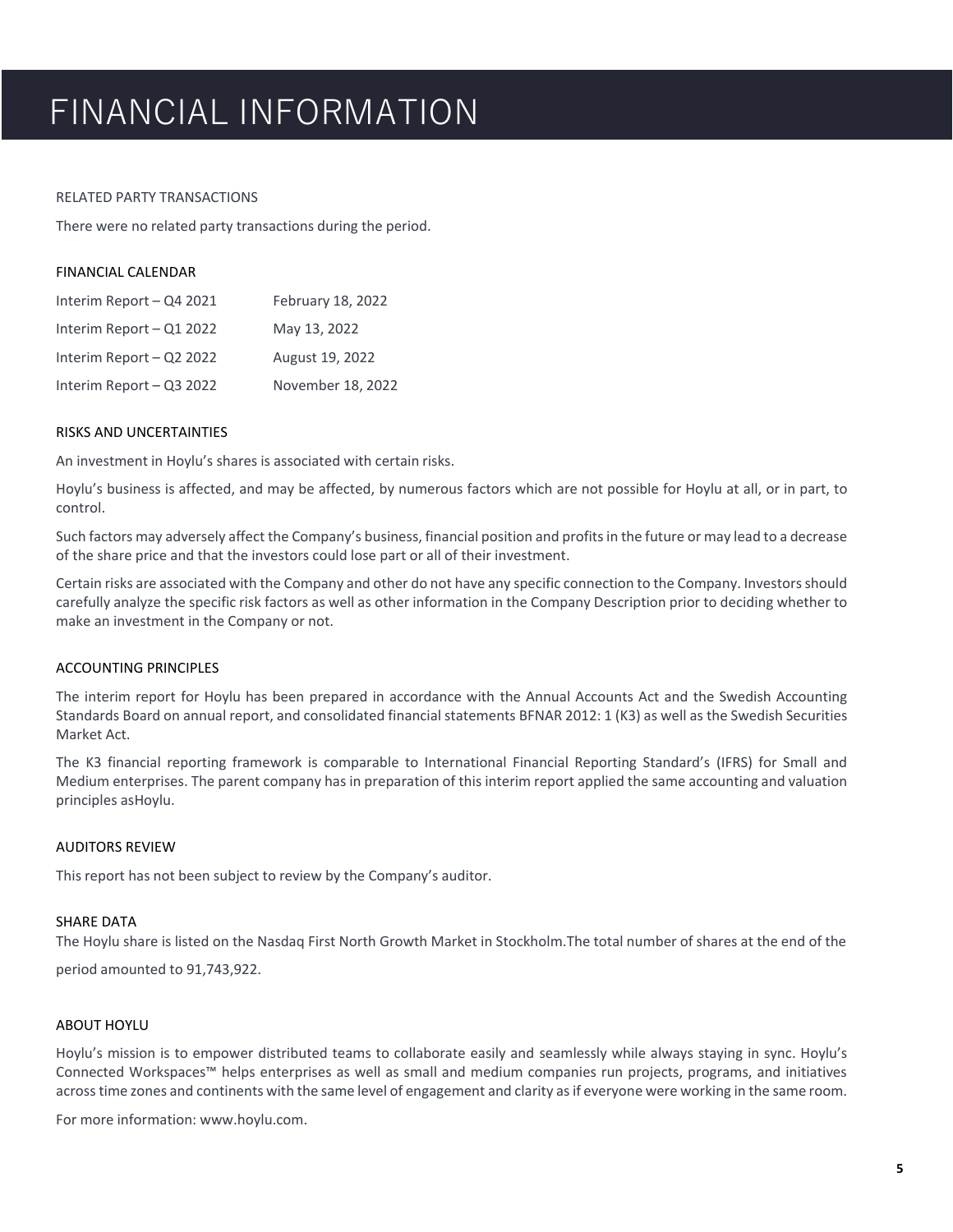# FINANCIAL INFORMATION

## RELATED PARTY TRANSACTIONS

There were no related party transactions during the period.

## FINANCIAL CALENDAR

| | |
|---|---|
| Interim Report – Q4 2021 | February 18, 2022 |
| Interim Report – Q1 2022 | May 13, 2022 |
| Interim Report – Q2 2022 | August 19, 2022 |
| Interim Report – Q3 2022 | November 18, 2022 |

## RISKS AND UNCERTAINTIES

An investment in Hoylu's shares is associated with certain risks.

Hoylu's business is affected, and may be affected, by numerous factors which are not possible for Hoylu at all, or in part, to control.

Such factors may adversely affect the Company's business, financial position and profits in the future or may lead to a decrease of the share price and that the investors could lose part or all of their investment.

Certain risks are associated with the Company and other do not have any specific connection to the Company. Investors should carefully analyze the specific risk factors as well as other information in the Company Description prior to deciding whether to make an investment in the Company or not.

## ACCOUNTING PRINCIPLES

The interim report for Hoylu has been prepared in accordance with the Annual Accounts Act and the Swedish Accounting Standards Board on annual report, and consolidated financial statements BFNAR 2012: 1 (K3) as well as the Swedish Securities Market Act.

The K3 financial reporting framework is comparable to International Financial Reporting Standard's (IFRS) for Small and Medium enterprises. The parent company has in preparation of this interim report applied the same accounting and valuation principles asHoylu.

## AUDITORS REVIEW

This report has not been subject to review by the Company's auditor.

## SHARE DATA

The Hoylu share is listed on the Nasdaq First North Growth Market in Stockholm.The total number of shares at the end of the period amounted to 91,743,922.

## ABOUT HOYLU

Hoylu's mission is to empower distributed teams to collaborate easily and seamlessly while always staying in sync. Hoylu's Connected Workspaces™ helps enterprises as well as small and medium companies run projects, programs, and initiatives across time zones and continents with the same level of engagement and clarity as if everyone were working in the same room.

For more information: www.hoylu.com.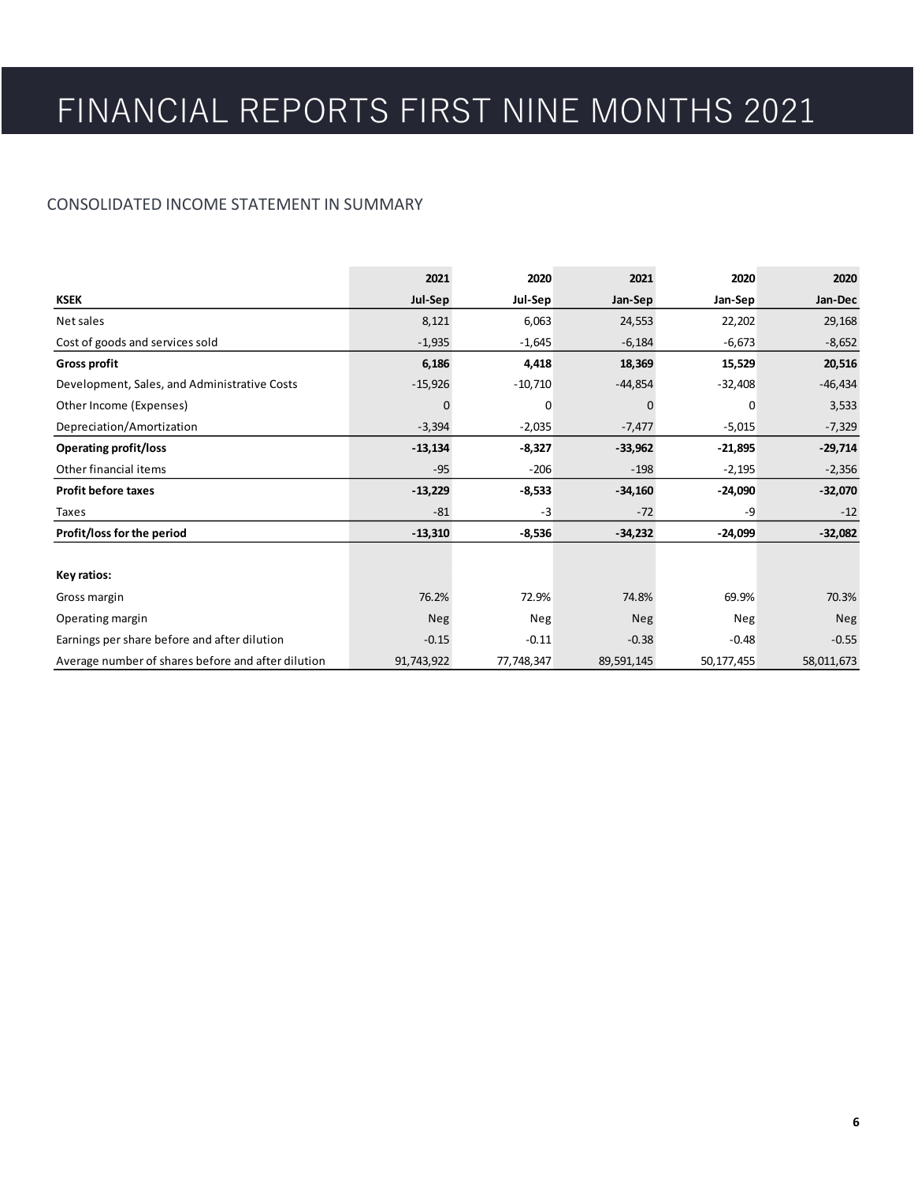# FINANCIAL REPORTS FIRST NINE MONTHS 2021

## CONSOLIDATED INCOME STATEMENT IN SUMMARY

| | 2021 | 2020 | 2021 | 2020 | 2020 |
|---|---|---|---|---|---|
| **KSEK** | **Jul-Sep** | **Jul-Sep** | **Jan-Sep** | **Jan-Sep** | **Jan-Dec** |
| Net sales | 8,121 | 6,063 | 24,553 | 22,202 | 29,168 |
| Cost of goods and services sold | -1,935 | -1,645 | -6,184 | -6,673 | -8,652 |
| **Gross profit** | **6,186** | **4,418** | **18,369** | **15,529** | **20,516** |
| Development, Sales, and Administrative Costs | -15,926 | -10,710 | -44,854 | -32,408 | -46,434 |
| Other Income (Expenses) | 0 | 0 | 0 | 0 | 3,533 |
| Depreciation/Amortization | -3,394 | -2,035 | -7,477 | -5,015 | -7,329 |
| **Operating profit/loss** | **-13,134** | **-8,327** | **-33,962** | **-21,895** | **-29,714** |
| Other financial items | -95 | -206 | -198 | -2,195 | -2,356 |
| **Profit before taxes** | **-13,229** | **-8,533** | **-34,160** | **-24,090** | **-32,070** |
| Taxes | -81 | -3 | -72 | -9 | -12 |
| **Profit/loss for the period** | **-13,310** | **-8,536** | **-34,232** | **-24,099** | **-32,082** |
| | | | | | |
| **Key ratios:** | | | | | |
| Gross margin | 76.2% | 72.9% | 74.8% | 69.9% | 70.3% |
| Operating margin | Neg | Neg | Neg | Neg | Neg |
| Earnings per share before and after dilution | -0.15 | -0.11 | -0.38 | -0.48 | -0.55 |
| Average number of shares before and after dilution | 91,743,922 | 77,748,347 | 89,591,145 | 50,177,455 | 58,011,673 |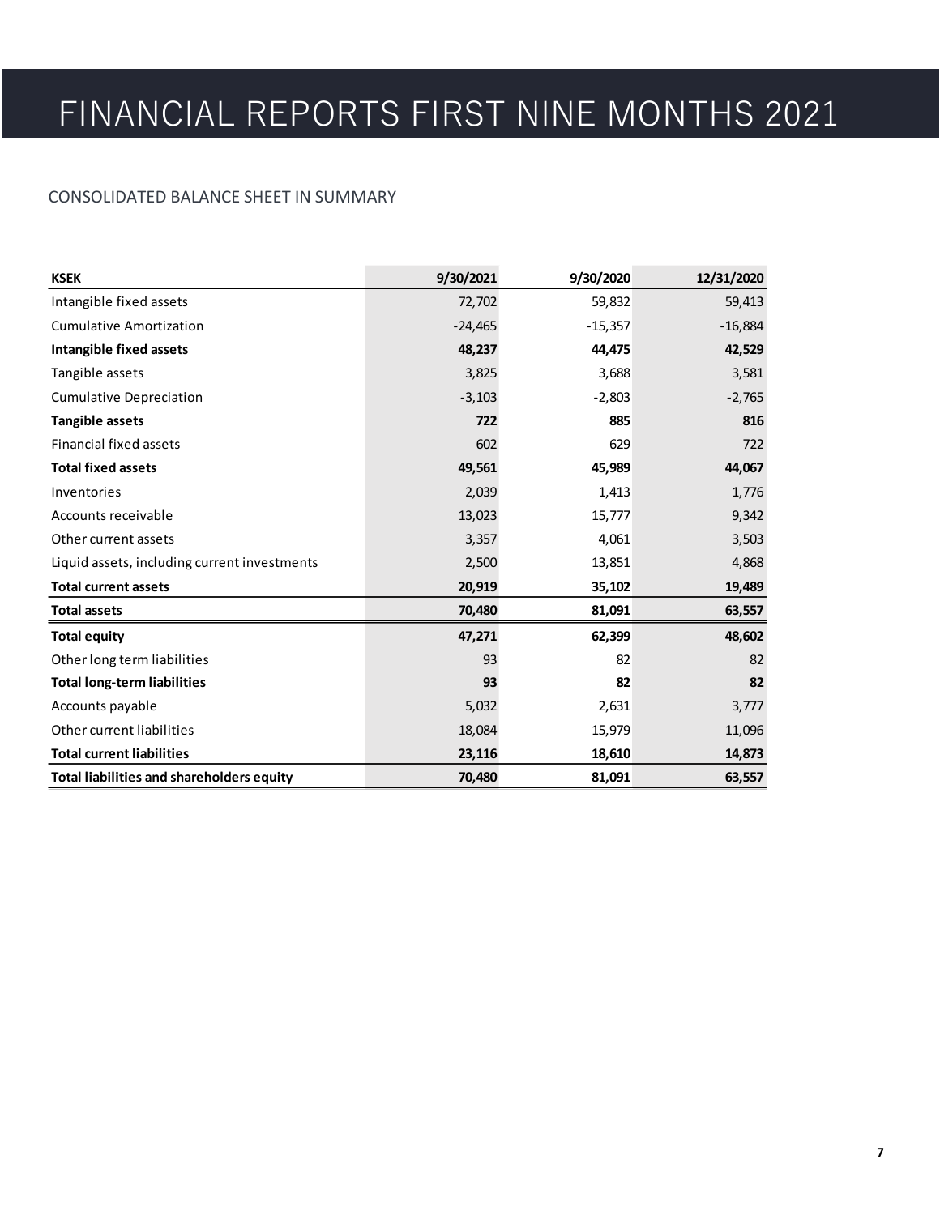# FINANCIAL REPORTS FIRST NINE MONTHS 2021

## CONSOLIDATED BALANCE SHEET IN SUMMARY

| **KSEK** | **9/30/2021** | **9/30/2020** | **12/31/2020** |
|---|---|---|---|
| Intangible fixed assets | 72,702 | 59,832 | 59,413 |
| Cumulative Amortization | -24,465 | -15,357 | -16,884 |
| **Intangible fixed assets** | **48,237** | **44,475** | **42,529** |
| Tangible assets | 3,825 | 3,688 | 3,581 |
| Cumulative Depreciation | -3,103 | -2,803 | -2,765 |
| **Tangible assets** | **722** | **885** | **816** |
| Financial fixed assets | 602 | 629 | 722 |
| **Total fixed assets** | **49,561** | **45,989** | **44,067** |
| Inventories | 2,039 | 1,413 | 1,776 |
| Accounts receivable | 13,023 | 15,777 | 9,342 |
| Other current assets | 3,357 | 4,061 | 3,503 |
| Liquid assets, including current investments | 2,500 | 13,851 | 4,868 |
| **Total current assets** | **20,919** | **35,102** | **19,489** |
| **Total assets** | **70,480** | **81,091** | **63,557** |
| **Total equity** | **47,271** | **62,399** | **48,602** |
| Other long term liabilities | 93 | 82 | 82 |
| **Total long-term liabilities** | **93** | **82** | **82** |
| Accounts payable | 5,032 | 2,631 | 3,777 |
| Other current liabilities | 18,084 | 15,979 | 11,096 |
| **Total current liabilities** | **23,116** | **18,610** | **14,873** |
| **Total liabilities and shareholders equity** | **70,480** | **81,091** | **63,557** |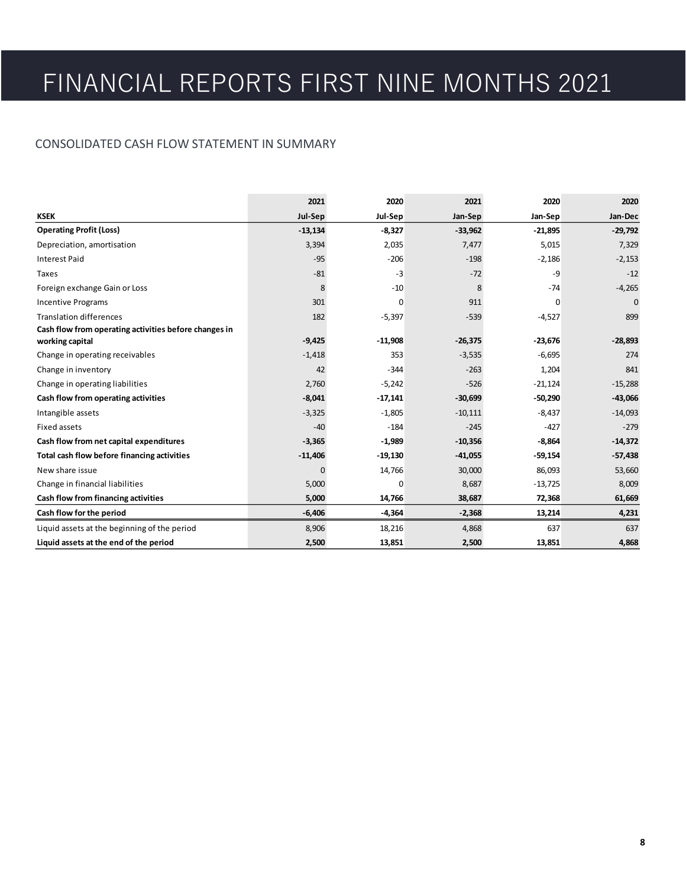# FINANCIAL REPORTS FIRST NINE MONTHS 2021

## CONSOLIDATED CASH FLOW STATEMENT IN SUMMARY

| | 2021 | 2020 | 2021 | 2020 | 2020 |
|---|---|---|---|---|---|
| **KSEK** | **Jul-Sep** | **Jul-Sep** | **Jan-Sep** | **Jan-Sep** | **Jan-Dec** |
| **Operating Profit (Loss)** | **-13,134** | **-8,327** | **-33,962** | **-21,895** | **-29,792** |
| Depreciation, amortisation | 3,394 | 2,035 | 7,477 | 5,015 | 7,329 |
| Interest Paid | -95 | -206 | -198 | -2,186 | -2,153 |
| Taxes | -81 | -3 | -72 | -9 | -12 |
| Foreign exchange Gain or Loss | 8 | -10 | 8 | -74 | -4,265 |
| Incentive Programs | 301 | 0 | 911 | 0 | 0 |
| Translation differences | 182 | -5,397 | -539 | -4,527 | 899 |
| **Cash flow from operating activities before changes in working capital** | **-9,425** | **-11,908** | **-26,375** | **-23,676** | **-28,893** |
| Change in operating receivables | -1,418 | 353 | -3,535 | -6,695 | 274 |
| Change in inventory | 42 | -344 | -263 | 1,204 | 841 |
| Change in operating liabilities | 2,760 | -5,242 | -526 | -21,124 | -15,288 |
| **Cash flow from operating activities** | **-8,041** | **-17,141** | **-30,699** | **-50,290** | **-43,066** |
| Intangible assets | -3,325 | -1,805 | -10,111 | -8,437 | -14,093 |
| Fixed assets | -40 | -184 | -245 | -427 | -279 |
| **Cash flow from net capital expenditures** | **-3,365** | **-1,989** | **-10,356** | **-8,864** | **-14,372** |
| **Total cash flow before financing activities** | **-11,406** | **-19,130** | **-41,055** | **-59,154** | **-57,438** |
| New share issue | 0 | 14,766 | 30,000 | 86,093 | 53,660 |
| Change in financial liabilities | 5,000 | 0 | 8,687 | -13,725 | 8,009 |
| **Cash flow from financing activities** | **5,000** | **14,766** | **38,687** | **72,368** | **61,669** |
| **Cash flow for the period** | **-6,406** | **-4,364** | **-2,368** | **13,214** | **4,231** |
| Liquid assets at the beginning of the period | 8,906 | 18,216 | 4,868 | 637 | 637 |
| **Liquid assets at the end of the period** | **2,500** | **13,851** | **2,500** | **13,851** | **4,868** |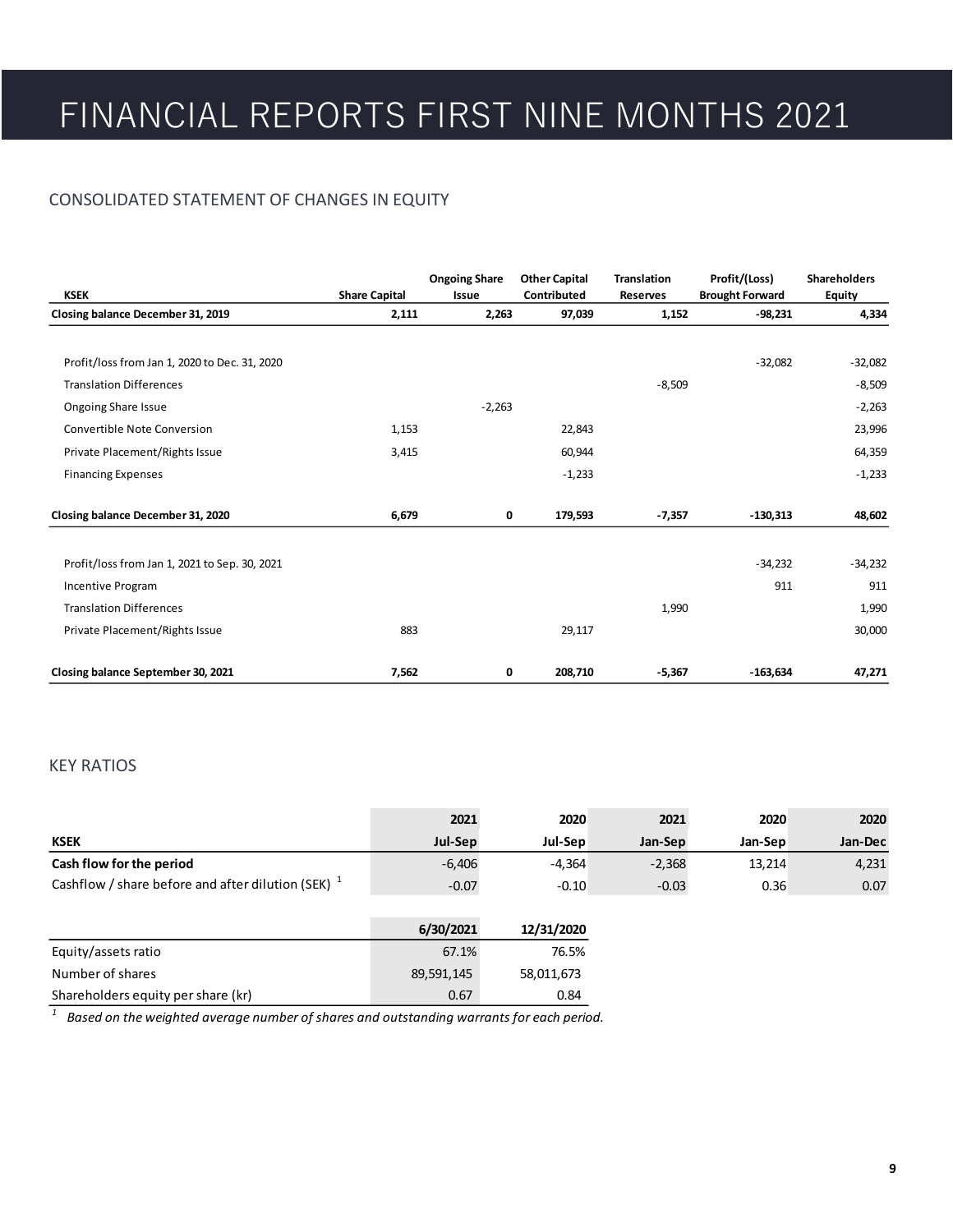# FINANCIAL REPORTS FIRST NINE MONTHS 2021

## CONSOLIDATED STATEMENT OF CHANGES IN EQUITY

| KSEK | Share Capital | Ongoing Share Issue | Other Capital Contributed | Translation Reserves | Profit/(Loss) Brought Forward | Shareholders Equity |
|---|---|---|---|---|---|---|
| **Closing balance December 31, 2019** | **2,111** | **2,263** | **97,039** | **1,152** | **-98,231** | **4,334** |
| Profit/loss from Jan 1, 2020 to Dec. 31, 2020 | | | | | -32,082 | -32,082 |
| Translation Differences | | | | -8,509 | | -8,509 |
| Ongoing Share Issue | | -2,263 | | | | -2,263 |
| Convertible Note Conversion | 1,153 | | 22,843 | | | 23,996 |
| Private Placement/Rights Issue | 3,415 | | 60,944 | | | 64,359 |
| Financing Expenses | | | -1,233 | | | -1,233 |
| **Closing balance December 31, 2020** | **6,679** | **0** | **179,593** | **-7,357** | **-130,313** | **48,602** |
| Profit/loss from Jan 1, 2021 to Sep. 30, 2021 | | | | | -34,232 | -34,232 |
| Incentive Program | | | | | 911 | 911 |
| Translation Differences | | | | 1,990 | | 1,990 |
| Private Placement/Rights Issue | 883 | | 29,117 | | | 30,000 |
| **Closing balance September 30, 2021** | **7,562** | **0** | **208,710** | **-5,367** | **-163,634** | **47,271** |

## KEY RATIOS

| KSEK | 2021 Jul-Sep | 2020 Jul-Sep | 2021 Jan-Sep | 2020 Jan-Sep | 2020 Jan-Dec |
|---|---|---|---|---|---|
| **Cash flow for the period** | -6,406 | -4,364 | -2,368 | 13,214 | 4,231 |
| Cashflow / share before and after dilution (SEK) [1] | -0.07 | -0.10 | -0.03 | 0.36 | 0.07 |

| | 6/30/2021 | 12/31/2020 |
|---|---|---|
| Equity/assets ratio | 67.1% | 76.5% |
| Number of shares | 89,591,145 | 58,011,673 |
| Shareholders equity per share (kr) | 0.67 | 0.84 |

[1] *Based on the weighted average number of shares and outstanding warrants for each period.*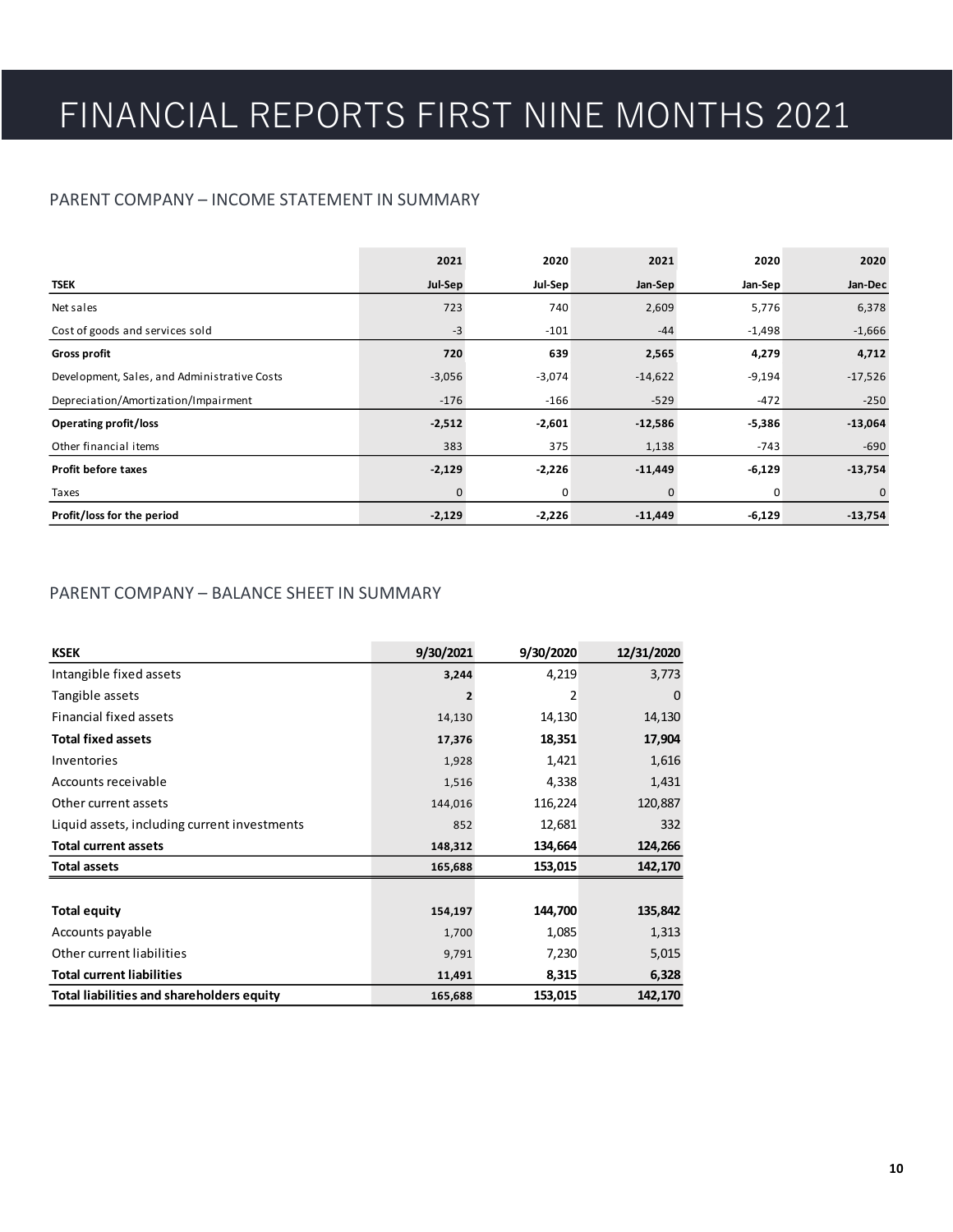# FINANCIAL REPORTS FIRST NINE MONTHS 2021

## PARENT COMPANY – INCOME STATEMENT IN SUMMARY

| | 2021 | 2020 | 2021 | 2020 | 2020 |
|---|---|---|---|---|---|
| **TSEK** | **Jul-Sep** | **Jul-Sep** | **Jan-Sep** | **Jan-Sep** | **Jan-Dec** |
| Net sales | 723 | 740 | 2,609 | 5,776 | 6,378 |
| Cost of goods and services sold | -3 | -101 | -44 | -1,498 | -1,666 |
| **Gross profit** | **720** | **639** | **2,565** | **4,279** | **4,712** |
| Development, Sales, and Administrative Costs | -3,056 | -3,074 | -14,622 | -9,194 | -17,526 |
| Depreciation/Amortization/Impairment | -176 | -166 | -529 | -472 | -250 |
| **Operating profit/loss** | **-2,512** | **-2,601** | **-12,586** | **-5,386** | **-13,064** |
| Other financial items | 383 | 375 | 1,138 | -743 | -690 |
| **Profit before taxes** | **-2,129** | **-2,226** | **-11,449** | **-6,129** | **-13,754** |
| Taxes | 0 | 0 | 0 | 0 | 0 |
| **Profit/loss for the period** | **-2,129** | **-2,226** | **-11,449** | **-6,129** | **-13,754** |

## PARENT COMPANY – BALANCE SHEET IN SUMMARY

| KSEK | 9/30/2021 | 9/30/2020 | 12/31/2020 |
|---|---|---|---|
| Intangible fixed assets | 3,244 | 4,219 | 3,773 |
| Tangible assets | 2 | 2 | 0 |
| Financial fixed assets | 14,130 | 14,130 | 14,130 |
| **Total fixed assets** | **17,376** | **18,351** | **17,904** |
| Inventories | 1,928 | 1,421 | 1,616 |
| Accounts receivable | 1,516 | 4,338 | 1,431 |
| Other current assets | 144,016 | 116,224 | 120,887 |
| Liquid assets, including current investments | 852 | 12,681 | 332 |
| **Total current assets** | **148,312** | **134,664** | **124,266** |
| **Total assets** | **165,688** | **153,015** | **142,170** |
| | | | |
| **Total equity** | **154,197** | **144,700** | **135,842** |
| Accounts payable | 1,700 | 1,085 | 1,313 |
| Other current liabilities | 9,791 | 7,230 | 5,015 |
| **Total current liabilities** | **11,491** | **8,315** | **6,328** |
| **Total liabilities and shareholders equity** | **165,688** | **153,015** | **142,170** |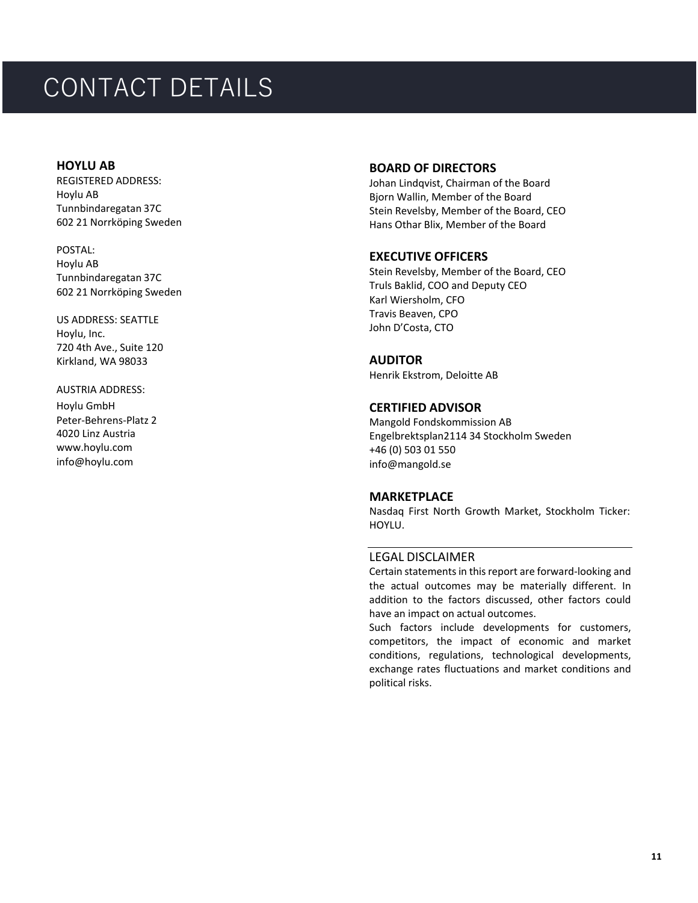# CONTACT DETAILS

**HOYLU AB**

REGISTERED ADDRESS:
Hoylu AB
Tunnbindaregatan 37C
602 21 Norrköping Sweden

POSTAL:
Hoylu AB
Tunnbindaregatan 37C
602 21 Norrköping Sweden

US ADDRESS: SEATTLE
Hoylu, Inc.
720 4th Ave., Suite 120
Kirkland, WA 98033

AUSTRIA ADDRESS:
Hoylu GmbH
Peter-Behrens-Platz 2
4020 Linz Austria
www.hoylu.com
info@hoylu.com

**BOARD OF DIRECTORS**

Johan Lindqvist, Chairman of the Board
Bjorn Wallin, Member of the Board
Stein Revelsby, Member of the Board, CEO
Hans Othar Blix, Member of the Board

**EXECUTIVE OFFICERS**

Stein Revelsby, Member of the Board, CEO
Truls Baklid, COO and Deputy CEO
Karl Wiersholm, CFO
Travis Beaven, CPO
John D'Costa, CTO

**AUDITOR**

Henrik Ekstrom, Deloitte AB

**CERTIFIED ADVISOR**

Mangold Fondskommission AB
Engelbrektsplan2114 34 Stockholm Sweden
+46 (0) 503 01 550
info@mangold.se

**MARKETPLACE**

Nasdaq First North Growth Market, Stockholm Ticker: HOYLU.

LEGAL DISCLAIMER

Certain statements in this report are forward-looking and the actual outcomes may be materially different. In addition to the factors discussed, other factors could have an impact on actual outcomes.
Such factors include developments for customers, competitors, the impact of economic and market conditions, regulations, technological developments, exchange rates fluctuations and market conditions and political risks.